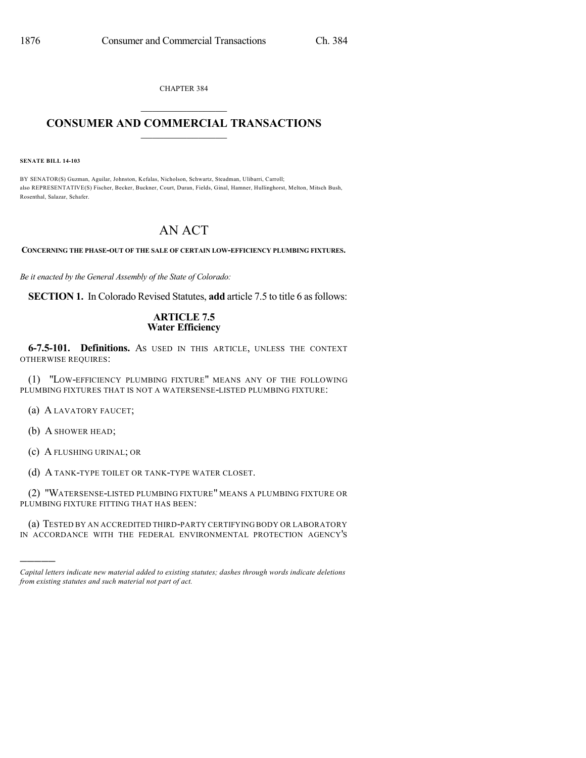CHAPTER 384

# CONSUMER AND COMMERCIAL TRANSACTIONS

**SENATE BILL 14-103**

BY SENATOR(S) Guzman, Aguilar, Johnston, Kefalas, Nicholson, Schwartz, Steadman, Ulibarri, Carroll;
also REPRESENTATIVE(S) Fischer, Becker, Buckner, Court, Duran, Fields, Ginal, Hamner, Hullinghorst, Melton, Mitsch Bush, Rosenthal, Salazar, Schafer.

# AN ACT

**CONCERNING THE PHASE-OUT OF THE SALE OF CERTAIN LOW-EFFICIENCY PLUMBING FIXTURES.**

*Be it enacted by the General Assembly of the State of Colorado:*

**SECTION 1.** In Colorado Revised Statutes, **add** article 7.5 to title 6 as follows:

## ARTICLE 7.5
## Water Efficiency

**6-7.5-101. Definitions.** AS USED IN THIS ARTICLE, UNLESS THE CONTEXT OTHERWISE REQUIRES:

(1) "LOW-EFFICIENCY PLUMBING FIXTURE" MEANS ANY OF THE FOLLOWING PLUMBING FIXTURES THAT IS NOT A WATERSENSE-LISTED PLUMBING FIXTURE:

(a) A LAVATORY FAUCET;

(b) A SHOWER HEAD;

(c) A FLUSHING URINAL; OR

(d) A TANK-TYPE TOILET OR TANK-TYPE WATER CLOSET.

(2) "WATERSENSE-LISTED PLUMBING FIXTURE" MEANS A PLUMBING FIXTURE OR PLUMBING FIXTURE FITTING THAT HAS BEEN:

(a) TESTED BY AN ACCREDITED THIRD-PARTY CERTIFYING BODY OR LABORATORY IN ACCORDANCE WITH THE FEDERAL ENVIRONMENTAL PROTECTION AGENCY'S

---

*Capital letters indicate new material added to existing statutes; dashes through words indicate deletions from existing statutes and such material not part of act.*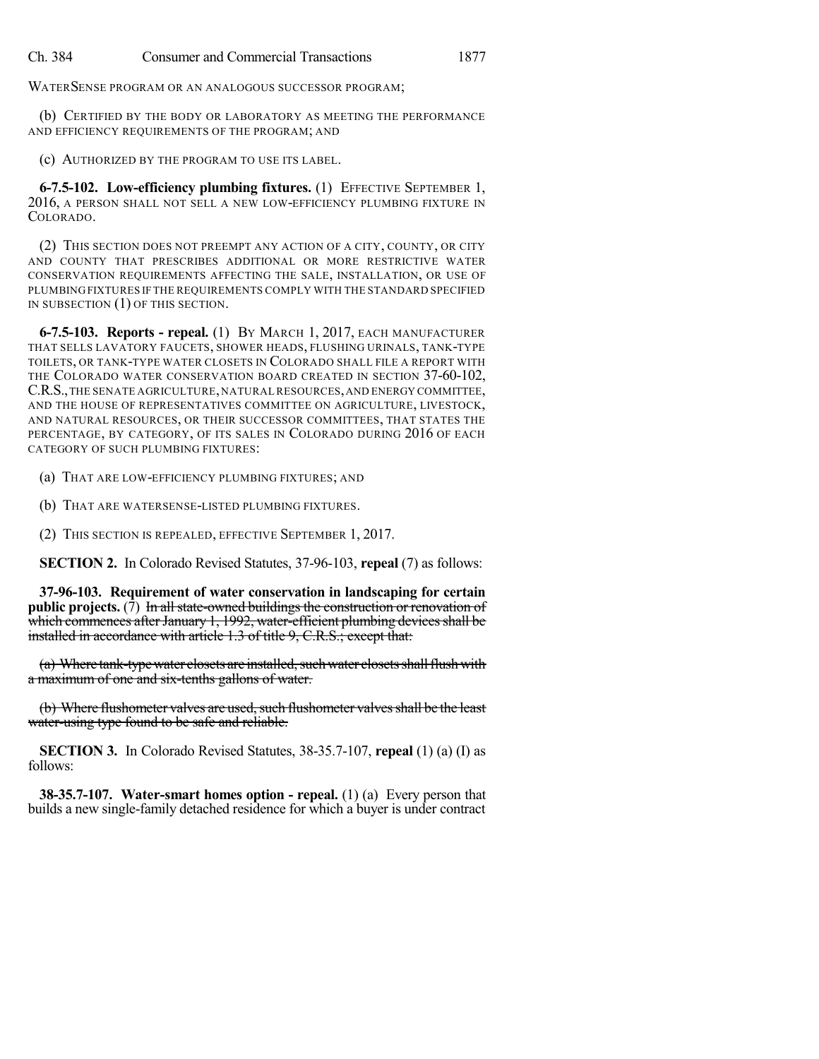WATERSENSE PROGRAM OR AN ANALOGOUS SUCCESSOR PROGRAM;

(b) CERTIFIED BY THE BODY OR LABORATORY AS MEETING THE PERFORMANCE AND EFFICIENCY REQUIREMENTS OF THE PROGRAM; AND

(c) AUTHORIZED BY THE PROGRAM TO USE ITS LABEL.

**6-7.5-102. Low-efficiency plumbing fixtures.** (1) EFFECTIVE SEPTEMBER 1, 2016, A PERSON SHALL NOT SELL A NEW LOW-EFFICIENCY PLUMBING FIXTURE IN COLORADO.

(2) THIS SECTION DOES NOT PREEMPT ANY ACTION OF A CITY, COUNTY, OR CITY AND COUNTY THAT PRESCRIBES ADDITIONAL OR MORE RESTRICTIVE WATER CONSERVATION REQUIREMENTS AFFECTING THE SALE, INSTALLATION, OR USE OF PLUMBING FIXTURES IF THE REQUIREMENTS COMPLY WITH THE STANDARD SPECIFIED IN SUBSECTION (1) OF THIS SECTION.

**6-7.5-103. Reports - repeal.** (1) BY MARCH 1, 2017, EACH MANUFACTURER THAT SELLS LAVATORY FAUCETS, SHOWER HEADS, FLUSHING URINALS, TANK-TYPE TOILETS, OR TANK-TYPE WATER CLOSETS IN COLORADO SHALL FILE A REPORT WITH THE COLORADO WATER CONSERVATION BOARD CREATED IN SECTION 37-60-102, C.R.S., THE SENATE AGRICULTURE, NATURAL RESOURCES, AND ENERGY COMMITTEE, AND THE HOUSE OF REPRESENTATIVES COMMITTEE ON AGRICULTURE, LIVESTOCK, AND NATURAL RESOURCES, OR THEIR SUCCESSOR COMMITTEES, THAT STATES THE PERCENTAGE, BY CATEGORY, OF ITS SALES IN COLORADO DURING 2016 OF EACH CATEGORY OF SUCH PLUMBING FIXTURES:

(a) THAT ARE LOW-EFFICIENCY PLUMBING FIXTURES; AND

(b) THAT ARE WATERSENSE-LISTED PLUMBING FIXTURES.

(2) THIS SECTION IS REPEALED, EFFECTIVE SEPTEMBER 1, 2017.

**SECTION 2.** In Colorado Revised Statutes, 37-96-103, **repeal** (7) as follows:

**37-96-103. Requirement of water conservation in landscaping for certain public projects.** (7) ~~In all state-owned buildings the construction or renovation of which commences after January 1, 1992, water-efficient plumbing devices shall be installed in accordance with article 1.3 of title 9, C.R.S.; except that:~~

~~(a) Where tank-type water closets are installed, such water closets shall flush with a maximum of one and six-tenths gallons of water.~~

~~(b) Where flushometer valves are used, such flushometer valves shall be the least water-using type found to be safe and reliable.~~

**SECTION 3.** In Colorado Revised Statutes, 38-35.7-107, **repeal** (1) (a) (I) as follows:

**38-35.7-107. Water-smart homes option - repeal.** (1) (a) Every person that builds a new single-family detached residence for which a buyer is under contract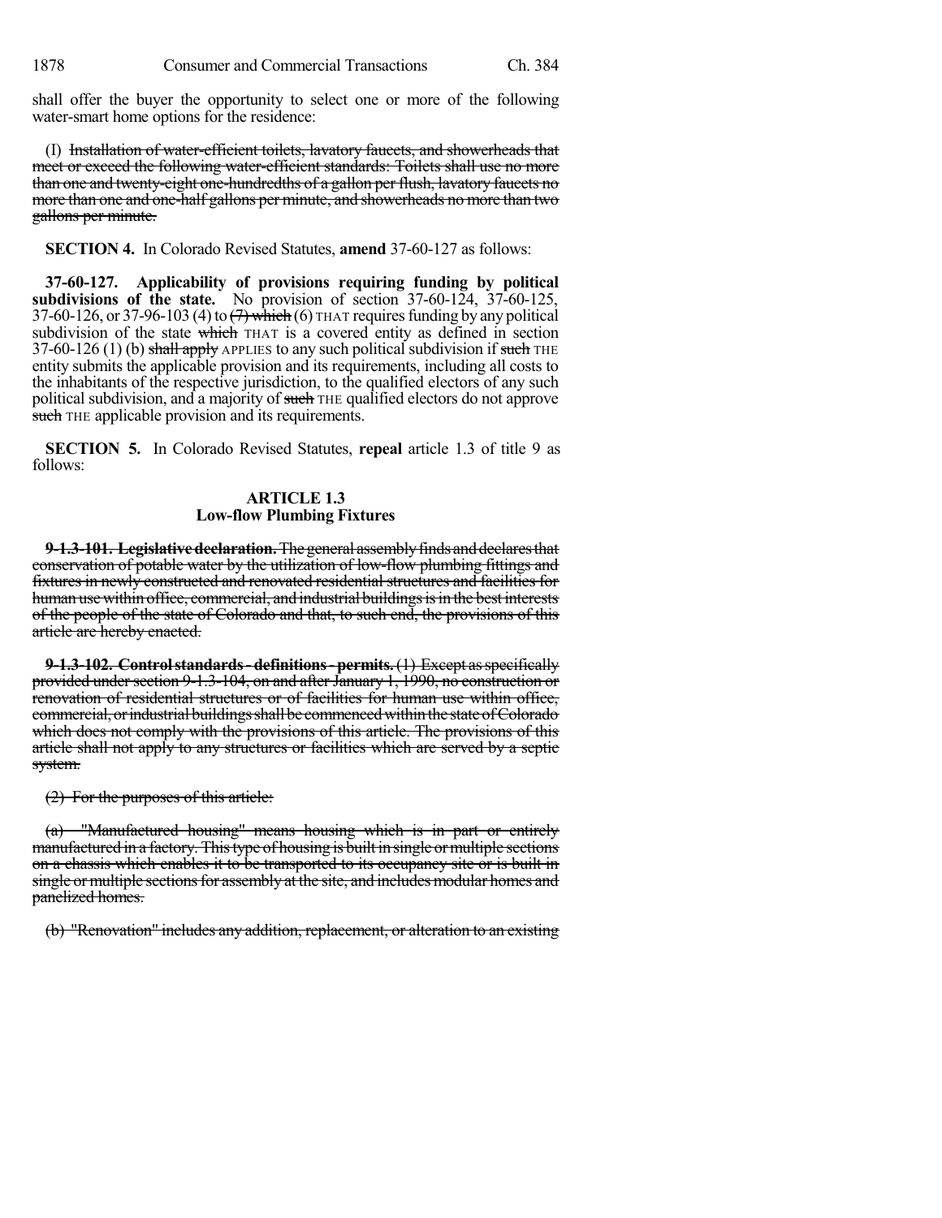shall offer the buyer the opportunity to select one or more of the following water-smart home options for the residence:

(I) ~~Installation of water-efficient toilets, lavatory faucets, and showerheads that meet or exceed the following water-efficient standards: Toilets shall use no more than one and twenty-eight one-hundredths of a gallon per flush, lavatory faucets no more than one and one-half gallons per minute, and showerheads no more than two gallons per minute.~~

**SECTION 4.** In Colorado Revised Statutes, **amend** 37-60-127 as follows:

**37-60-127. Applicability of provisions requiring funding by political subdivisions of the state.** No provision of section 37-60-124, 37-60-125, 37-60-126, or 37-96-103 (4) to ~~(7) which~~ (6) THAT requires funding by any political subdivision of the state ~~which~~ THAT is a covered entity as defined in section 37-60-126 (1) (b) ~~shall apply~~ APPLIES to any such political subdivision if ~~such~~ THE entity submits the applicable provision and its requirements, including all costs to the inhabitants of the respective jurisdiction, to the qualified electors of any such political subdivision, and a majority of ~~such~~ THE qualified electors do not approve ~~such~~ THE applicable provision and its requirements.

**SECTION 5.** In Colorado Revised Statutes, **repeal** article 1.3 of title 9 as follows:

## ARTICLE 1.3
## Low-flow Plumbing Fixtures

~~**9-1.3-101. Legislative declaration.** The general assembly finds and declares that conservation of potable water by the utilization of low-flow plumbing fittings and fixtures in newly constructed and renovated residential structures and facilities for human use within office, commercial, and industrial buildings is in the best interests of the people of the state of Colorado and that, to such end, the provisions of this article are hereby enacted.~~

~~**9-1.3-102. Control standards - definitions - permits.** (1) Except as specifically provided under section 9-1.3-104, on and after January 1, 1990, no construction or renovation of residential structures or of facilities for human use within office, commercial, or industrial buildings shall be commenced within the state of Colorado which does not comply with the provisions of this article. The provisions of this article shall not apply to any structures or facilities which are served by a septic system.~~

~~(2) For the purposes of this article:~~

~~(a) "Manufactured housing" means housing which is in part or entirely manufactured in a factory. This type of housing is built in single or multiple sections on a chassis which enables it to be transported to its occupancy site or is built in single or multiple sections for assembly at the site, and includes modular homes and panelized homes.~~

~~(b) "Renovation" includes any addition, replacement, or alteration to an existing~~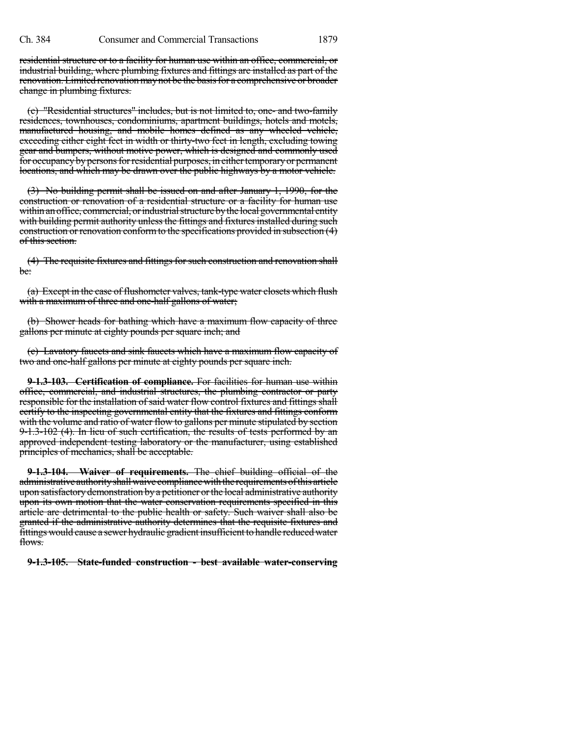~~residential structure or to a facility for human use within an office, commercial, or industrial building, where plumbing fixtures and fittings are installed as part of the renovation. Limited renovation may not be the basis for a comprehensive or broader change in plumbing fixtures.~~

~~(c) "Residential structures" includes, but is not limited to, one- and two-family residences, townhouses, condominiums, apartment buildings, hotels and motels, manufactured housing, and mobile homes defined as any wheeled vehicle, exceeding either eight feet in width or thirty-two feet in length, excluding towing gear and bumpers, without motive power, which is designed and commonly used for occupancy by persons for residential purposes, in either temporary or permanent locations, and which may be drawn over the public highways by a motor vehicle.~~

~~(3) No building permit shall be issued on and after January 1, 1990, for the construction or renovation of a residential structure or a facility for human use within an office, commercial, or industrial structure by the local governmental entity with building permit authority unless the fittings and fixtures installed during such construction or renovation conform to the specifications provided in subsection (4) of this section.~~

~~(4) The requisite fixtures and fittings for such construction and renovation shall be:~~

~~(a) Except in the case of flushometer valves, tank-type water closets which flush with a maximum of three and one-half gallons of water;~~

~~(b) Shower heads for bathing which have a maximum flow capacity of three gallons per minute at eighty pounds per square inch; and~~

~~(c) Lavatory faucets and sink faucets which have a maximum flow capacity of two and one-half gallons per minute at eighty pounds per square inch.~~

~~**9-1.3-103. Certification of compliance.** For facilities for human use within office, commercial, and industrial structures, the plumbing contractor or party responsible for the installation of said water flow control fixtures and fittings shall certify to the inspecting governmental entity that the fixtures and fittings conform with the volume and ratio of water flow to gallons per minute stipulated by section 9-1.3-102 (4). In lieu of such certification, the results of tests performed by an approved independent testing laboratory or the manufacturer, using established principles of mechanics, shall be acceptable.~~

~~**9-1.3-104. Waiver of requirements.** The chief building official of the administrative authority shall waive compliance with the requirements of this article upon satisfactory demonstration by a petitioner or the local administrative authority upon its own motion that the water conservation requirements specified in this article are detrimental to the public health or safety. Such waiver shall also be granted if the administrative authority determines that the requisite fixtures and fittings would cause a sewer hydraulic gradient insufficient to handle reduced water flows.~~

~~**9-1.3-105. State-funded construction - best available water-conserving**~~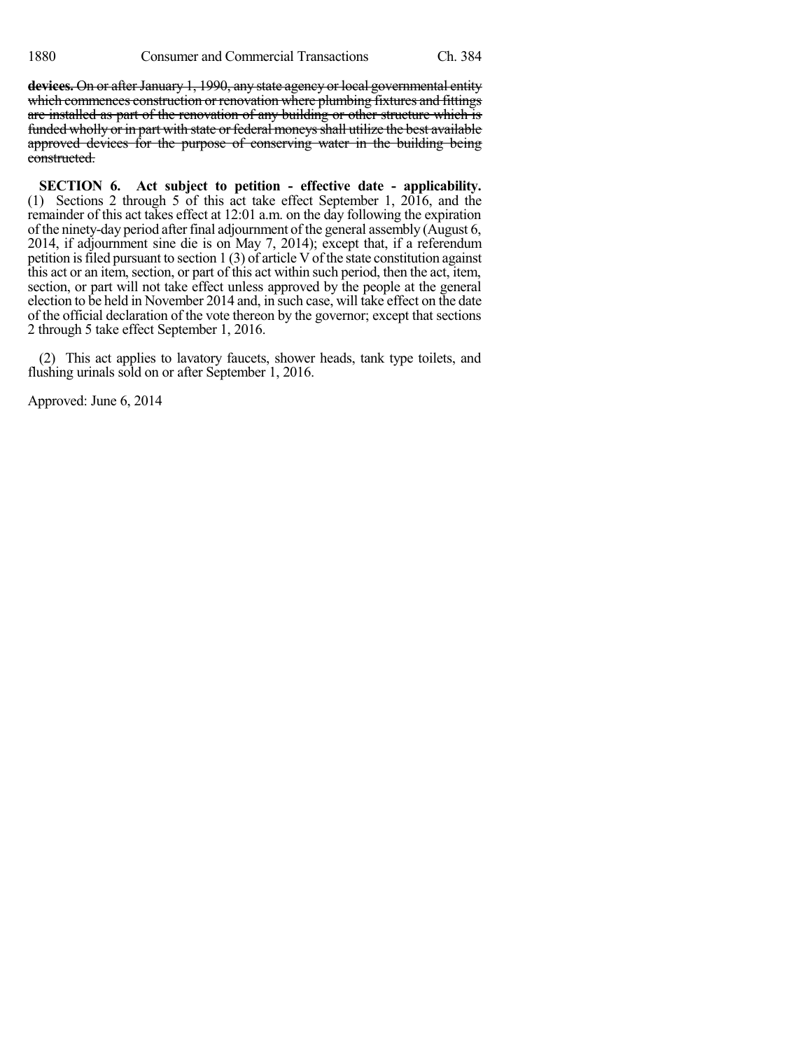**devices.** ~~On or after January 1, 1990, any state agency or local governmental entity which commences construction or renovation where plumbing fixtures and fittings are installed as part of the renovation of any building or other structure which is funded wholly or in part with state or federal moneys shall utilize the best available approved devices for the purpose of conserving water in the building being constructed.~~

**SECTION 6. Act subject to petition - effective date - applicability.** (1) Sections 2 through 5 of this act take effect September 1, 2016, and the remainder of this act takes effect at 12:01 a.m. on the day following the expiration of the ninety-day period after final adjournment of the general assembly (August 6, 2014, if adjournment sine die is on May 7, 2014); except that, if a referendum petition is filed pursuant to section 1 (3) of article V of the state constitution against this act or an item, section, or part of this act within such period, then the act, item, section, or part will not take effect unless approved by the people at the general election to be held in November 2014 and, in such case, will take effect on the date of the official declaration of the vote thereon by the governor; except that sections 2 through 5 take effect September 1, 2016.

(2) This act applies to lavatory faucets, shower heads, tank type toilets, and flushing urinals sold on or after September 1, 2016.

Approved: June 6, 2014